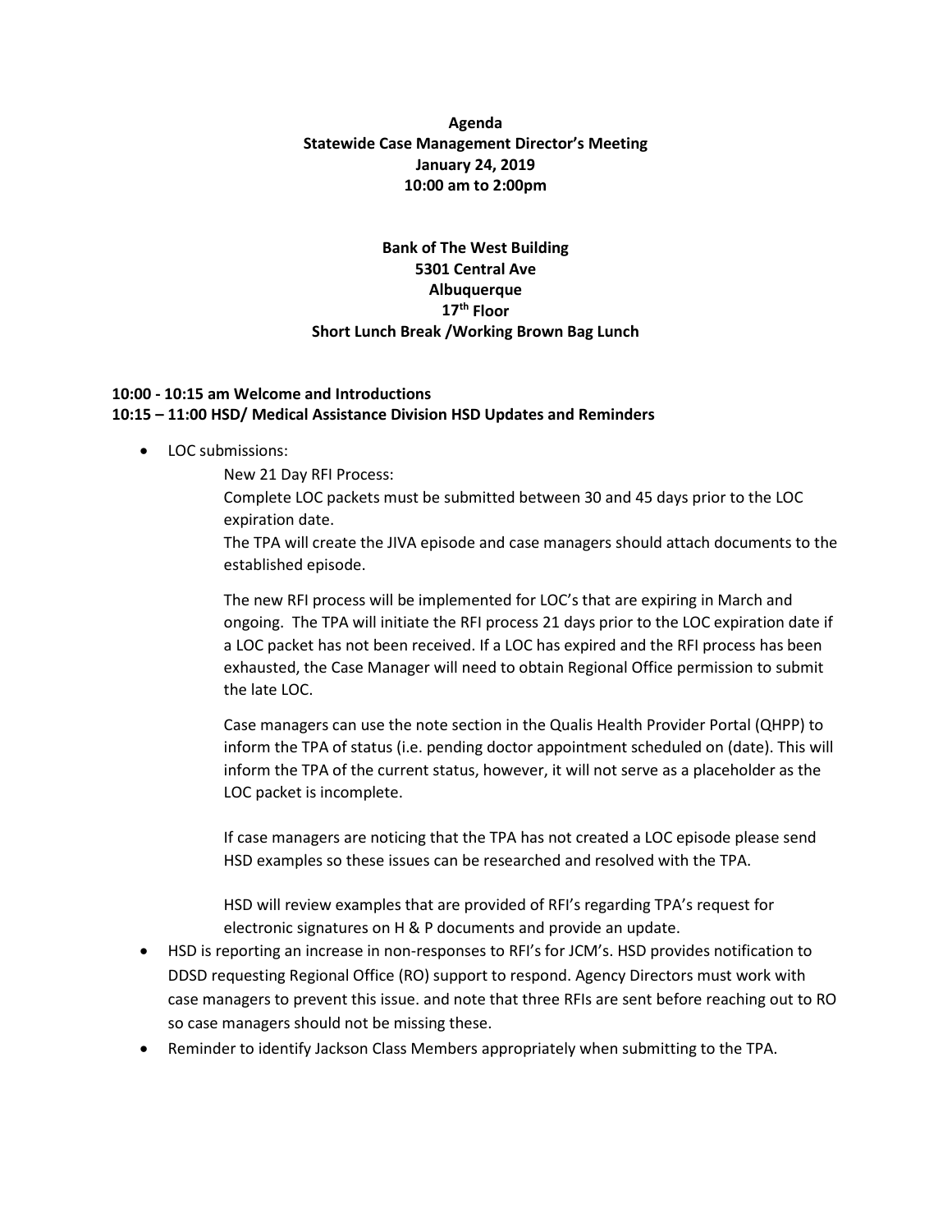**Agenda**
**Statewide Case Management Director's Meeting**
**January 24, 2019**
**10:00 am to 2:00pm**

**Bank of The West Building**
**5301 Central Ave**
**Albuquerque**
**17th Floor**
**Short Lunch Break /Working Brown Bag Lunch**

**10:00 - 10:15 am Welcome and Introductions**
**10:15 – 11:00 HSD/ Medical Assistance Division HSD Updates and Reminders**

- LOC submissions:

  New 21 Day RFI Process:

  Complete LOC packets must be submitted between 30 and 45 days prior to the LOC expiration date.

  The TPA will create the JIVA episode and case managers should attach documents to the established episode.

  The new RFI process will be implemented for LOC's that are expiring in March and ongoing. The TPA will initiate the RFI process 21 days prior to the LOC expiration date if a LOC packet has not been received. If a LOC has expired and the RFI process has been exhausted, the Case Manager will need to obtain Regional Office permission to submit the late LOC.

  Case managers can use the note section in the Qualis Health Provider Portal (QHPP) to inform the TPA of status (i.e. pending doctor appointment scheduled on (date). This will inform the TPA of the current status, however, it will not serve as a placeholder as the LOC packet is incomplete.

  If case managers are noticing that the TPA has not created a LOC episode please send HSD examples so these issues can be researched and resolved with the TPA.

  HSD will review examples that are provided of RFI's regarding TPA's request for electronic signatures on H & P documents and provide an update.

- HSD is reporting an increase in non-responses to RFI's for JCM's. HSD provides notification to DDSD requesting Regional Office (RO) support to respond. Agency Directors must work with case managers to prevent this issue. and note that three RFIs are sent before reaching out to RO so case managers should not be missing these.
- Reminder to identify Jackson Class Members appropriately when submitting to the TPA.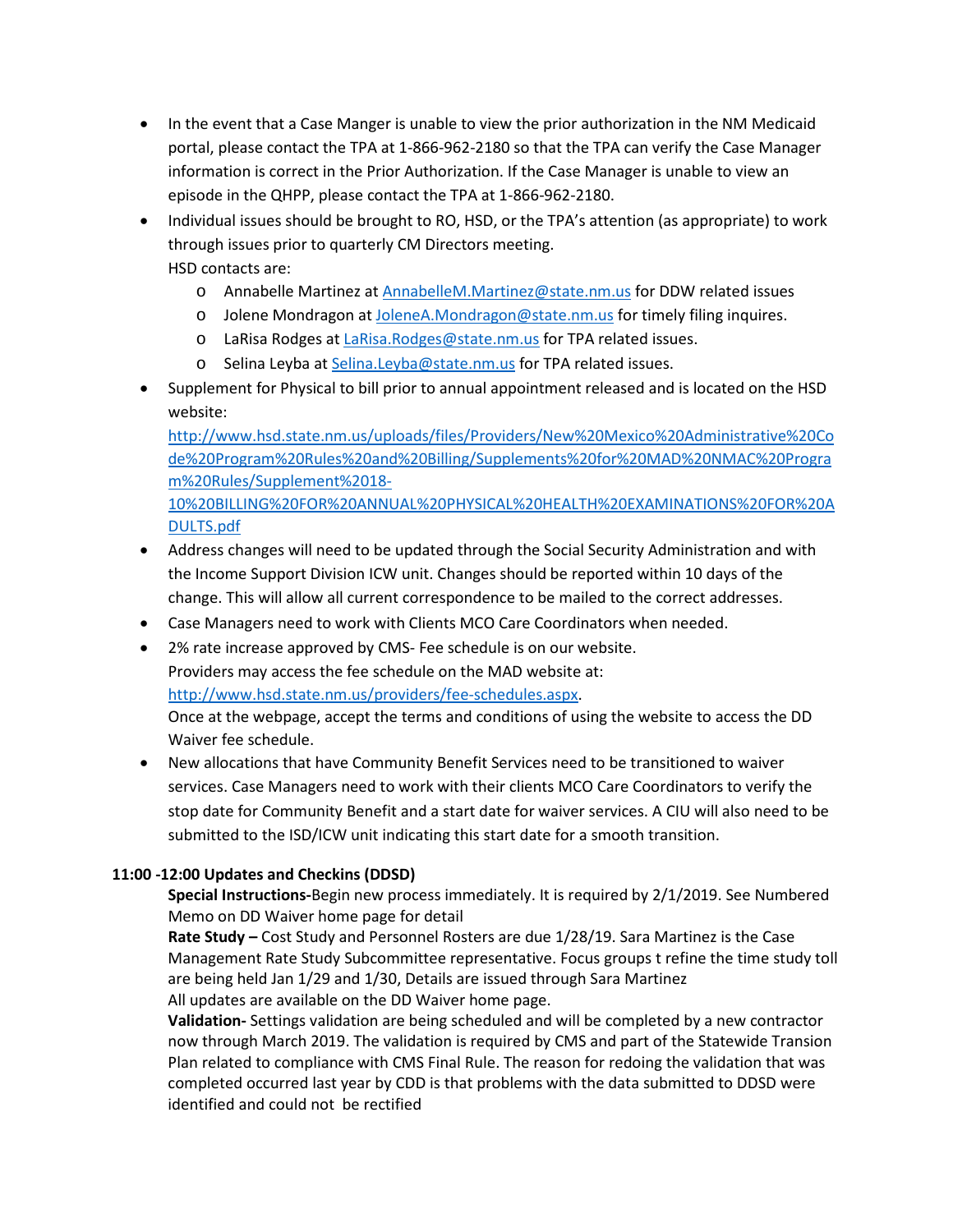- In the event that a Case Manger is unable to view the prior authorization in the NM Medicaid portal, please contact the TPA at 1-866-962-2180 so that the TPA can verify the Case Manager information is correct in the Prior Authorization. If the Case Manager is unable to view an episode in the QHPP, please contact the TPA at 1-866-962-2180.
- Individual issues should be brought to RO, HSD, or the TPA's attention (as appropriate) to work through issues prior to quarterly CM Directors meeting.
  HSD contacts are:
  - Annabelle Martinez at AnnabelleM.Martinez@state.nm.us for DDW related issues
  - Jolene Mondragon at JoleneA.Mondragon@state.nm.us for timely filing inquires.
  - LaRisa Rodges at LaRisa.Rodges@state.nm.us for TPA related issues.
  - Selina Leyba at Selina.Leyba@state.nm.us for TPA related issues.
- Supplement for Physical to bill prior to annual appointment released and is located on the HSD website:
  http://www.hsd.state.nm.us/uploads/files/Providers/New%20Mexico%20Administrative%20Code%20Program%20Rules%20and%20Billing/Supplements%20for%20MAD%20NMAC%20Program%20Rules/Supplement%2018-10%20BILLING%20FOR%20ANNUAL%20PHYSICAL%20HEALTH%20EXAMINATIONS%20FOR%20ADULTS.pdf
- Address changes will need to be updated through the Social Security Administration and with the Income Support Division ICW unit. Changes should be reported within 10 days of the change. This will allow all current correspondence to be mailed to the correct addresses.
- Case Managers need to work with Clients MCO Care Coordinators when needed.
- 2% rate increase approved by CMS- Fee schedule is on our website.
  Providers may access the fee schedule on the MAD website at:
  http://www.hsd.state.nm.us/providers/fee-schedules.aspx.
  Once at the webpage, accept the terms and conditions of using the website to access the DD Waiver fee schedule.
- New allocations that have Community Benefit Services need to be transitioned to waiver services. Case Managers need to work with their clients MCO Care Coordinators to verify the stop date for Community Benefit and a start date for waiver services. A CIU will also need to be submitted to the ISD/ICW unit indicating this start date for a smooth transition.

**11:00 -12:00 Updates and Checkins (DDSD)**

**Special Instructions-**Begin new process immediately. It is required by 2/1/2019. See Numbered Memo on DD Waiver home page for detail

**Rate Study –** Cost Study and Personnel Rosters are due 1/28/19. Sara Martinez is the Case Management Rate Study Subcommittee representative. Focus groups t refine the time study toll are being held Jan 1/29 and 1/30, Details are issued through Sara Martinez

All updates are available on the DD Waiver home page.

**Validation-** Settings validation are being scheduled and will be completed by a new contractor now through March 2019. The validation is required by CMS and part of the Statewide Transion Plan related to compliance with CMS Final Rule. The reason for redoing the validation that was completed occurred last year by CDD is that problems with the data submitted to DDSD were identified and could not be rectified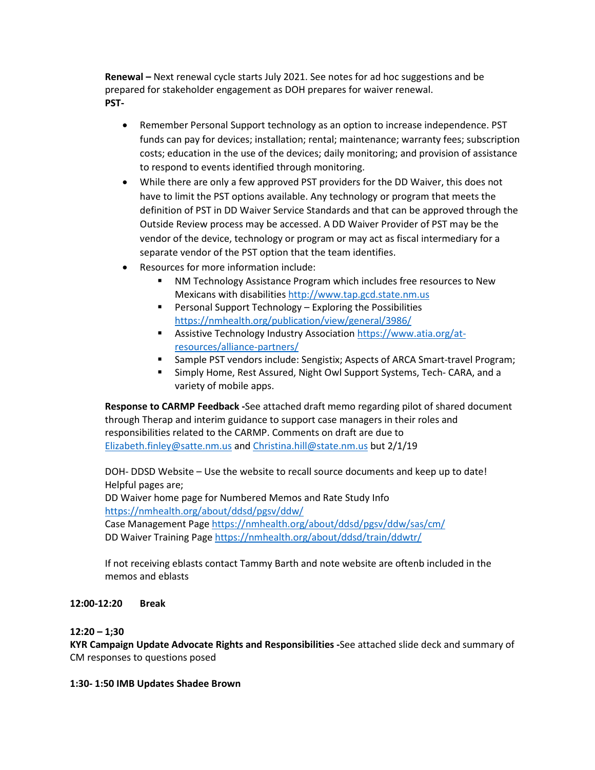**Renewal –** Next renewal cycle starts July 2021. See notes for ad hoc suggestions and be prepared for stakeholder engagement as DOH prepares for waiver renewal.
**PST-**

- Remember Personal Support technology as an option to increase independence. PST funds can pay for devices; installation; rental; maintenance; warranty fees; subscription costs; education in the use of the devices; daily monitoring; and provision of assistance to respond to events identified through monitoring.
- While there are only a few approved PST providers for the DD Waiver, this does not have to limit the PST options available. Any technology or program that meets the definition of PST in DD Waiver Service Standards and that can be approved through the Outside Review process may be accessed. A DD Waiver Provider of PST may be the vendor of the device, technology or program or may act as fiscal intermediary for a separate vendor of the PST option that the team identifies.
- Resources for more information include:
  - NM Technology Assistance Program which includes free resources to New Mexicans with disabilities http://www.tap.gcd.state.nm.us
  - Personal Support Technology – Exploring the Possibilities https://nmhealth.org/publication/view/general/3986/
  - Assistive Technology Industry Association https://www.atia.org/at-resources/alliance-partners/
  - Sample PST vendors include: Sengistix; Aspects of ARCA Smart-travel Program;
  - Simply Home, Rest Assured, Night Owl Support Systems, Tech- CARA, and a variety of mobile apps.

**Response to CARMP Feedback -**See attached draft memo regarding pilot of shared document through Therap and interim guidance to support case managers in their roles and responsibilities related to the CARMP. Comments on draft are due to Elizabeth.finley@satte.nm.us and Christina.hill@state.nm.us but 2/1/19

DOH- DDSD Website – Use the website to recall source documents and keep up to date! Helpful pages are;
DD Waiver home page for Numbered Memos and Rate Study Info https://nmhealth.org/about/ddsd/pgsv/ddw/
Case Management Page https://nmhealth.org/about/ddsd/pgsv/ddw/sas/cm/
DD Waiver Training Page https://nmhealth.org/about/ddsd/train/ddwtr/

If not receiving eblasts contact Tammy Barth and note website are oftenb included in the memos and eblasts

**12:00-12:20 Break**

**12:20 – 1;30**
**KYR Campaign Update Advocate Rights and Responsibilities -**See attached slide deck and summary of CM responses to questions posed

**1:30- 1:50 IMB Updates Shadee Brown**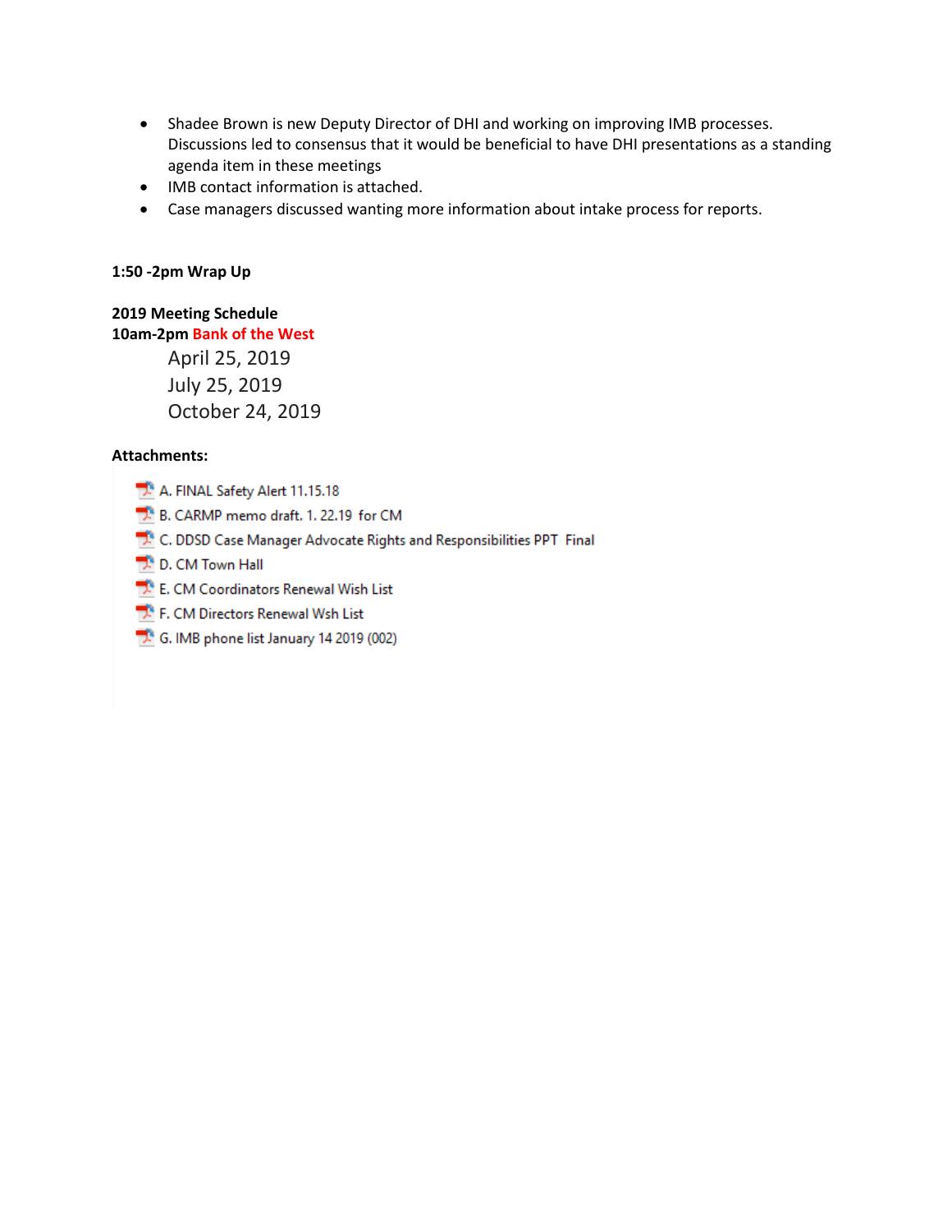- Shadee Brown is new Deputy Director of DHI and working on improving IMB processes. Discussions led to consensus that it would be beneficial to have DHI presentations as a standing agenda item in these meetings
- IMB contact information is attached.
- Case managers discussed wanting more information about intake process for reports.

**1:50 -2pm Wrap Up**

**2019 Meeting Schedule**
**10am-2pm Bank of the West**

April 25, 2019
July 25, 2019
October 24, 2019

**Attachments:**

- A. FINAL Safety Alert 11.15.18
- B. CARMP memo draft. 1. 22.19 for CM
- C. DDSD Case Manager Advocate Rights and Responsibilities PPT Final
- D. CM Town Hall
- E. CM Coordinators Renewal Wish List
- F. CM Directors Renewal Wsh List
- G. IMB phone list January 14 2019 (002)